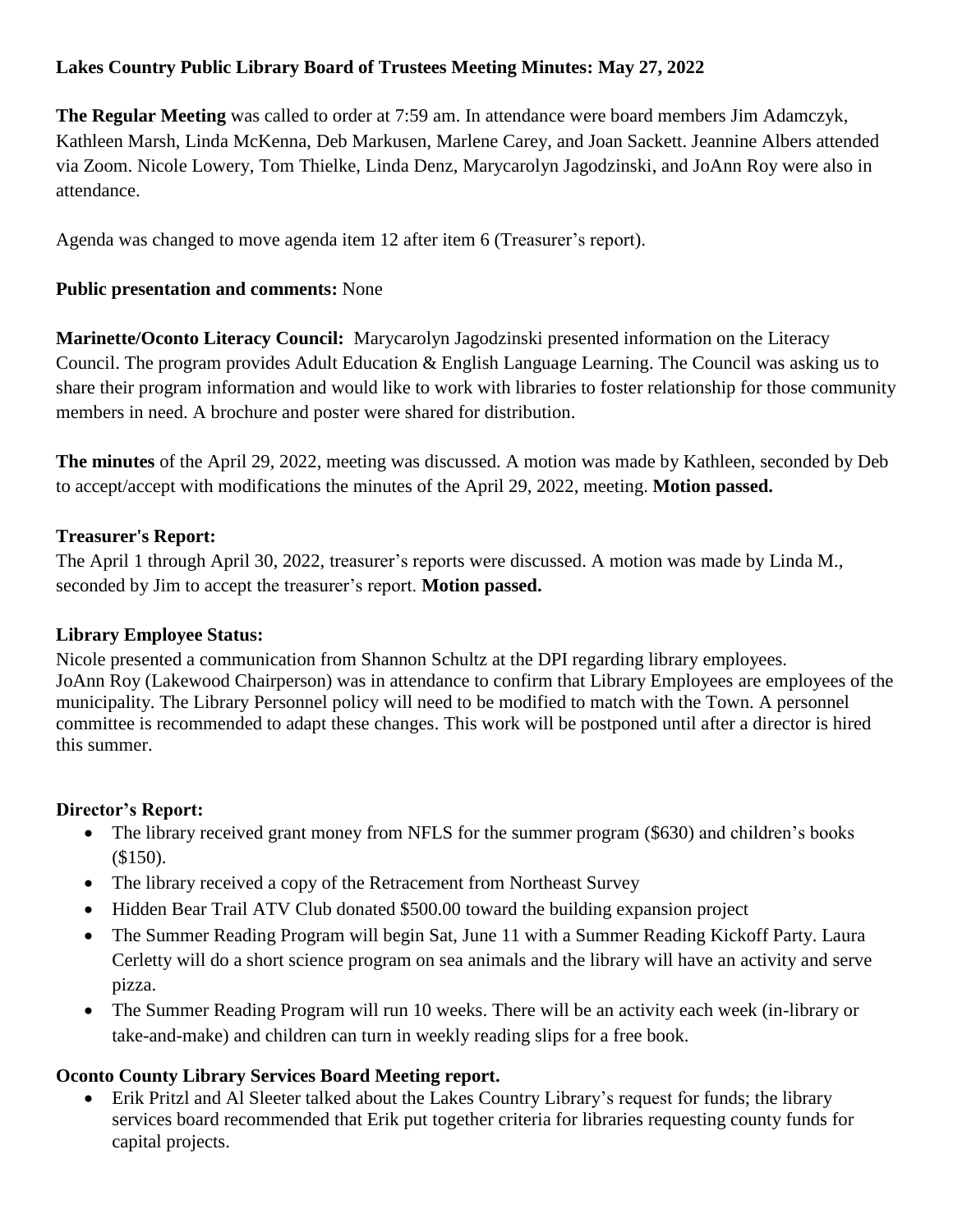**Lakes Country Public Library Board of Trustees Meeting Minutes: May 27, 2022**

**The Regular Meeting** was called to order at 7:59 am. In attendance were board members Jim Adamczyk, Kathleen Marsh, Linda McKenna, Deb Markusen, Marlene Carey, and Joan Sackett. Jeannine Albers attended via Zoom. Nicole Lowery, Tom Thielke, Linda Denz, Marycarolyn Jagodzinski, and JoAnn Roy were also in attendance.

Agenda was changed to move agenda item 12 after item 6 (Treasurer's report).

**Public presentation and comments:** None

**Marinette/Oconto Literacy Council:** Marycarolyn Jagodzinski presented information on the Literacy Council. The program provides Adult Education & English Language Learning. The Council was asking us to share their program information and would like to work with libraries to foster relationship for those community members in need. A brochure and poster were shared for distribution.

**The minutes** of the April 29, 2022, meeting was discussed. A motion was made by Kathleen, seconded by Deb to accept/accept with modifications the minutes of the April 29, 2022, meeting. **Motion passed.**

**Treasurer's Report:**
The April 1 through April 30, 2022, treasurer's reports were discussed. A motion was made by Linda M., seconded by Jim to accept the treasurer's report. **Motion passed.**

**Library Employee Status:**
Nicole presented a communication from Shannon Schultz at the DPI regarding library employees. JoAnn Roy (Lakewood Chairperson) was in attendance to confirm that Library Employees are employees of the municipality. The Library Personnel policy will need to be modified to match with the Town. A personnel committee is recommended to adapt these changes. This work will be postponed until after a director is hired this summer.

**Director's Report:**

- The library received grant money from NFLS for the summer program ($630) and children's books ($150).
- The library received a copy of the Retracement from Northeast Survey
- Hidden Bear Trail ATV Club donated $500.00 toward the building expansion project
- The Summer Reading Program will begin Sat, June 11 with a Summer Reading Kickoff Party. Laura Cerletty will do a short science program on sea animals and the library will have an activity and serve pizza.
- The Summer Reading Program will run 10 weeks. There will be an activity each week (in-library or take-and-make) and children can turn in weekly reading slips for a free book.

**Oconto County Library Services Board Meeting report.**

- Erik Pritzl and Al Sleeter talked about the Lakes Country Library's request for funds; the library services board recommended that Erik put together criteria for libraries requesting county funds for capital projects.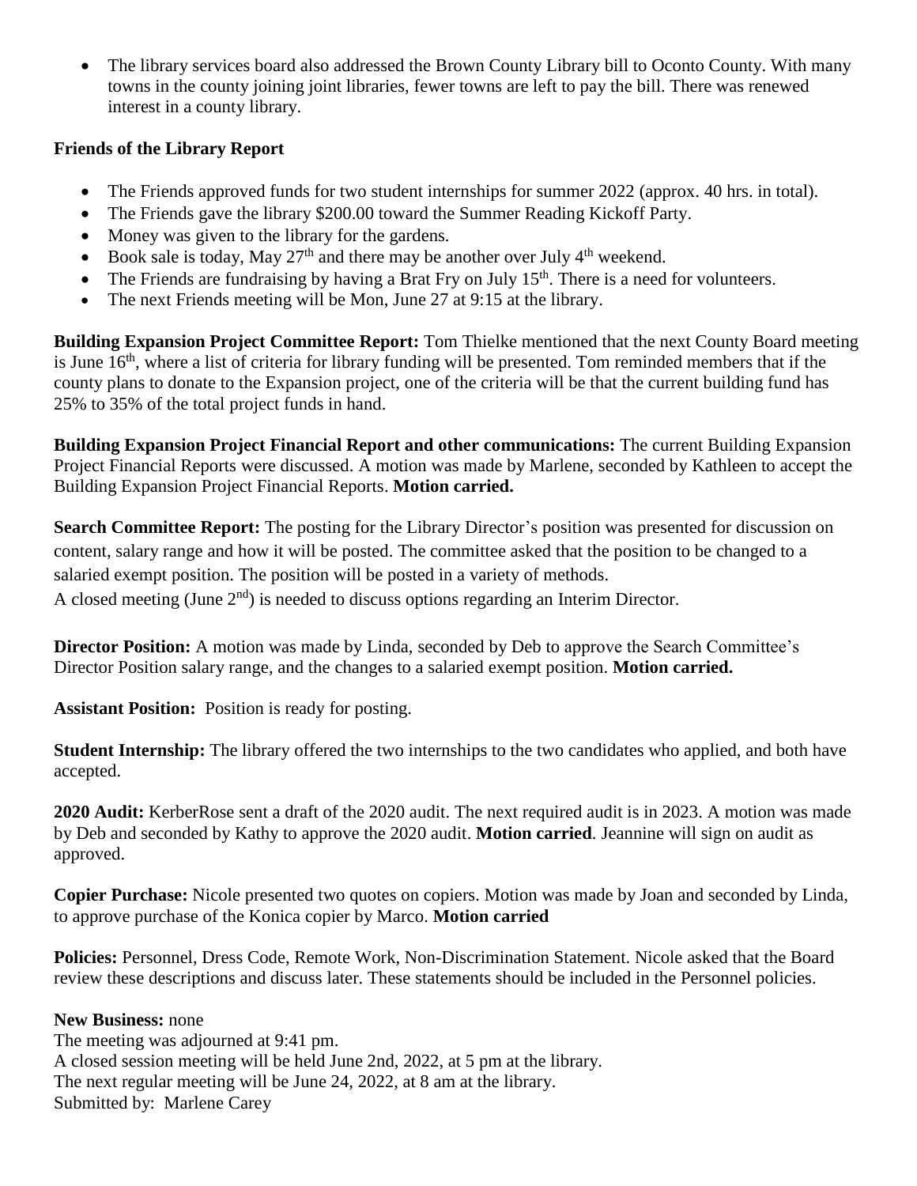- The library services board also addressed the Brown County Library bill to Oconto County. With many towns in the county joining joint libraries, fewer towns are left to pay the bill. There was renewed interest in a county library.

**Friends of the Library Report**

- The Friends approved funds for two student internships for summer 2022 (approx. 40 hrs. in total).
- The Friends gave the library $200.00 toward the Summer Reading Kickoff Party.
- Money was given to the library for the gardens.
- Book sale is today, May 27th and there may be another over July 4th weekend.
- The Friends are fundraising by having a Brat Fry on July 15th. There is a need for volunteers.
- The next Friends meeting will be Mon, June 27 at 9:15 at the library.

**Building Expansion Project Committee Report:** Tom Thielke mentioned that the next County Board meeting is June 16th, where a list of criteria for library funding will be presented. Tom reminded members that if the county plans to donate to the Expansion project, one of the criteria will be that the current building fund has 25% to 35% of the total project funds in hand.

**Building Expansion Project Financial Report and other communications:** The current Building Expansion Project Financial Reports were discussed. A motion was made by Marlene, seconded by Kathleen to accept the Building Expansion Project Financial Reports. **Motion carried.**

**Search Committee Report:** The posting for the Library Director's position was presented for discussion on content, salary range and how it will be posted. The committee asked that the position to be changed to a salaried exempt position. The position will be posted in a variety of methods.
A closed meeting (June 2nd) is needed to discuss options regarding an Interim Director.

**Director Position:** A motion was made by Linda, seconded by Deb to approve the Search Committee's Director Position salary range, and the changes to a salaried exempt position. **Motion carried.**

**Assistant Position:** Position is ready for posting.

**Student Internship:** The library offered the two internships to the two candidates who applied, and both have accepted.

**2020 Audit:** KerberRose sent a draft of the 2020 audit. The next required audit is in 2023. A motion was made by Deb and seconded by Kathy to approve the 2020 audit. **Motion carried**. Jeannine will sign on audit as approved.

**Copier Purchase:** Nicole presented two quotes on copiers. Motion was made by Joan and seconded by Linda, to approve purchase of the Konica copier by Marco. **Motion carried**

**Policies:** Personnel, Dress Code, Remote Work, Non-Discrimination Statement. Nicole asked that the Board review these descriptions and discuss later. These statements should be included in the Personnel policies.

**New Business:** none
The meeting was adjourned at 9:41 pm.
A closed session meeting will be held June 2nd, 2022, at 5 pm at the library.
The next regular meeting will be June 24, 2022, at 8 am at the library.
Submitted by: Marlene Carey